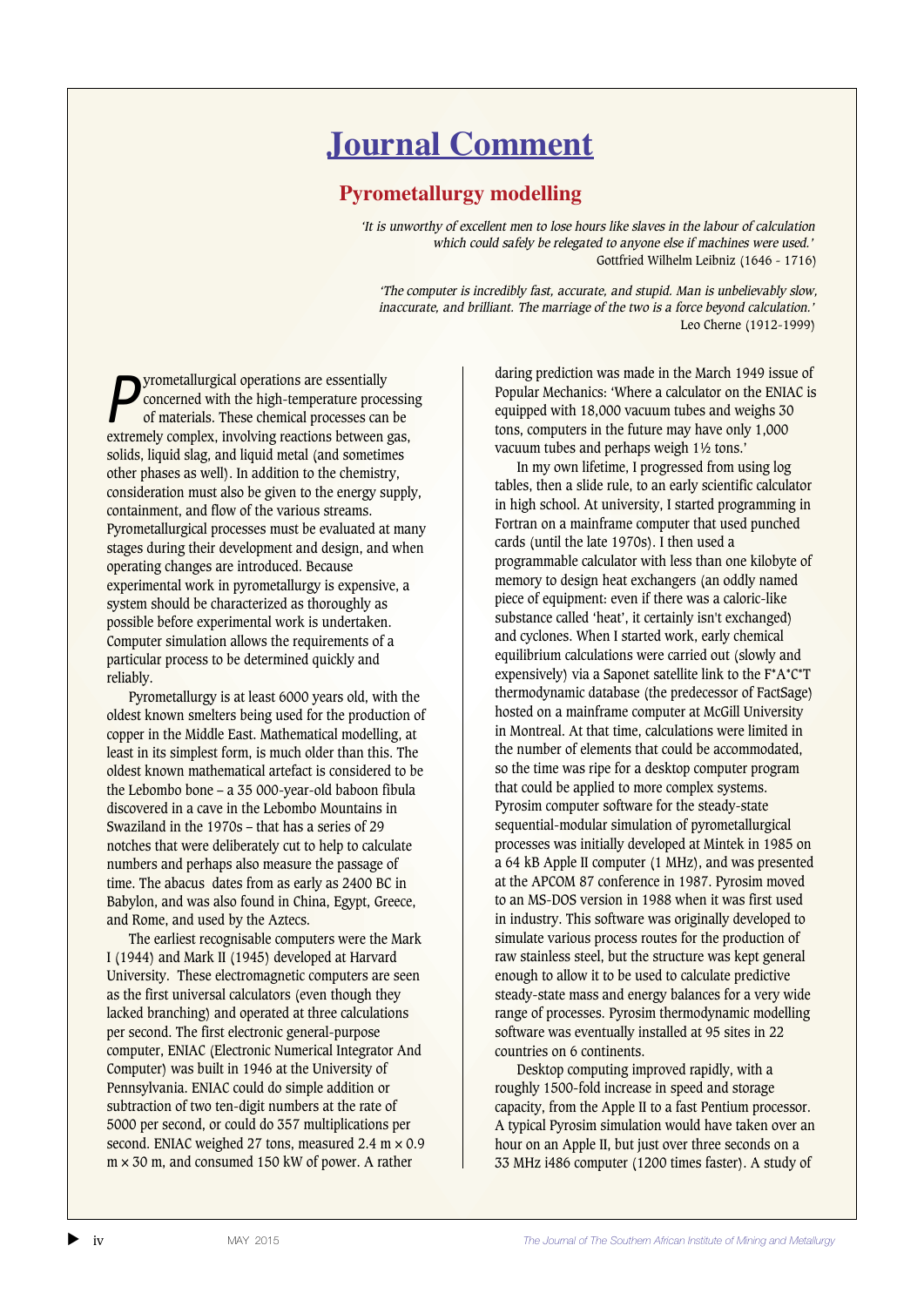# Journal Comment

## Pyrometallurgy modelling

*'It is unworthy of excellent men to lose hours like slaves in the labour of calculation which could safely be relegated to anyone else if machines were used.'*
Gottfried Wilhelm Leibniz (1646 - 1716)

*'The computer is incredibly fast, accurate, and stupid. Man is unbelievably slow, inaccurate, and brilliant. The marriage of the two is a force beyond calculation.'*
Leo Cherne (1912-1999)

Pyrometallurgical operations are essentially concerned with the high-temperature processing of materials. These chemical processes can be extremely complex, involving reactions between gas, solids, liquid slag, and liquid metal (and sometimes other phases as well). In addition to the chemistry, consideration must also be given to the energy supply, containment, and flow of the various streams. Pyrometallurgical processes must be evaluated at many stages during their development and design, and when operating changes are introduced. Because experimental work in pyrometallurgy is expensive, a system should be characterized as thoroughly as possible before experimental work is undertaken. Computer simulation allows the requirements of a particular process to be determined quickly and reliably.

Pyrometallurgy is at least 6000 years old, with the oldest known smelters being used for the production of copper in the Middle East. Mathematical modelling, at least in its simplest form, is much older than this. The oldest known mathematical artefact is considered to be the Lebombo bone – a 35 000-year-old baboon fibula discovered in a cave in the Lebombo Mountains in Swaziland in the 1970s – that has a series of 29 notches that were deliberately cut to help to calculate numbers and perhaps also measure the passage of time. The abacus dates from as early as 2400 BC in Babylon, and was also found in China, Egypt, Greece, and Rome, and used by the Aztecs.

The earliest recognisable computers were the Mark I (1944) and Mark II (1945) developed at Harvard University. These electromagnetic computers are seen as the first universal calculators (even though they lacked branching) and operated at three calculations per second. The first electronic general-purpose computer, ENIAC (Electronic Numerical Integrator And Computer) was built in 1946 at the University of Pennsylvania. ENIAC could do simple addition or subtraction of two ten-digit numbers at the rate of 5000 per second, or could do 357 multiplications per second. ENIAC weighed 27 tons, measured 2.4 m × 0.9 m × 30 m, and consumed 150 kW of power. A rather daring prediction was made in the March 1949 issue of Popular Mechanics: 'Where a calculator on the ENIAC is equipped with 18,000 vacuum tubes and weighs 30 tons, computers in the future may have only 1,000 vacuum tubes and perhaps weigh 1½ tons.'

In my own lifetime, I progressed from using log tables, then a slide rule, to an early scientific calculator in high school. At university, I started programming in Fortran on a mainframe computer that used punched cards (until the late 1970s). I then used a programmable calculator with less than one kilobyte of memory to design heat exchangers (an oddly named piece of equipment: even if there was a caloric-like substance called 'heat', it certainly isn't exchanged) and cyclones. When I started work, early chemical equilibrium calculations were carried out (slowly and expensively) via a Saponet satellite link to the F*A*C*T thermodynamic database (the predecessor of FactSage) hosted on a mainframe computer at McGill University in Montreal. At that time, calculations were limited in the number of elements that could be accommodated, so the time was ripe for a desktop computer program that could be applied to more complex systems. Pyrosim computer software for the steady-state sequential-modular simulation of pyrometallurgical processes was initially developed at Mintek in 1985 on a 64 kB Apple II computer (1 MHz), and was presented at the APCOM 87 conference in 1987. Pyrosim moved to an MS-DOS version in 1988 when it was first used in industry. This software was originally developed to simulate various process routes for the production of raw stainless steel, but the structure was kept general enough to allow it to be used to calculate predictive steady-state mass and energy balances for a very wide range of processes. Pyrosim thermodynamic modelling software was eventually installed at 95 sites in 22 countries on 6 continents.

Desktop computing improved rapidly, with a roughly 1500-fold increase in speed and storage capacity, from the Apple II to a fast Pentium processor. A typical Pyrosim simulation would have taken over an hour on an Apple II, but just over three seconds on a 33 MHz i486 computer (1200 times faster). A study of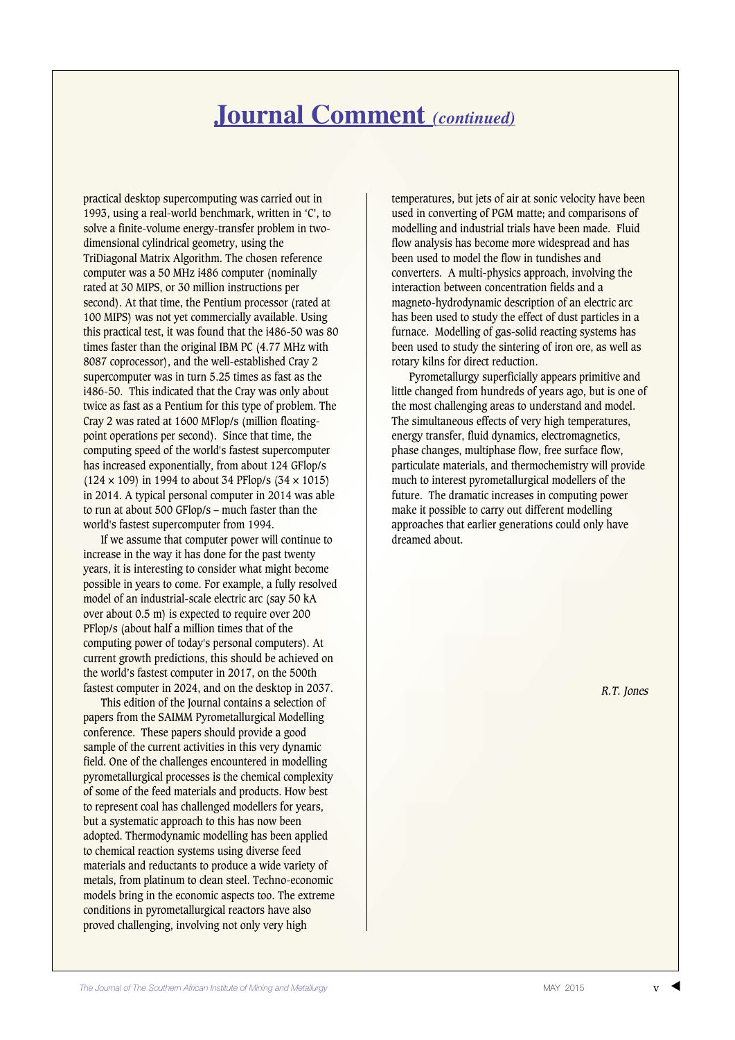# Journal Comment *(continued)*

practical desktop supercomputing was carried out in 1993, using a real-world benchmark, written in 'C', to solve a finite-volume energy-transfer problem in two-dimensional cylindrical geometry, using the TriDiagonal Matrix Algorithm. The chosen reference computer was a 50 MHz i486 computer (nominally rated at 30 MIPS, or 30 million instructions per second). At that time, the Pentium processor (rated at 100 MIPS) was not yet commercially available. Using this practical test, it was found that the i486-50 was 80 times faster than the original IBM PC (4.77 MHz with 8087 coprocessor), and the well-established Cray 2 supercomputer was in turn 5.25 times as fast as the i486-50. This indicated that the Cray was only about twice as fast as a Pentium for this type of problem. The Cray 2 was rated at 1600 MFlop/s (million floating-point operations per second). Since that time, the computing speed of the world's fastest supercomputer has increased exponentially, from about 124 GFlop/s ($124 \times 10^9$) in 1994 to about 34 PFlop/s ($34 \times 10^{15}$) in 2014. A typical personal computer in 2014 was able to run at about 500 GFlop/s – much faster than the world's fastest supercomputer from 1994.

If we assume that computer power will continue to increase in the way it has done for the past twenty years, it is interesting to consider what might become possible in years to come. For example, a fully resolved model of an industrial-scale electric arc (say 50 kA over about 0.5 m) is expected to require over 200 PFlop/s (about half a million times that of the computing power of today's personal computers). At current growth predictions, this should be achieved on the world's fastest computer in 2017, on the 500th fastest computer in 2024, and on the desktop in 2037.

This edition of the Journal contains a selection of papers from the SAIMM Pyrometallurgical Modelling conference. These papers should provide a good sample of the current activities in this very dynamic field. One of the challenges encountered in modelling pyrometallurgical processes is the chemical complexity of some of the feed materials and products. How best to represent coal has challenged modellers for years, but a systematic approach to this has now been adopted. Thermodynamic modelling has been applied to chemical reaction systems using diverse feed materials and reductants to produce a wide variety of metals, from platinum to clean steel. Techno-economic models bring in the economic aspects too. The extreme conditions in pyrometallurgical reactors have also proved challenging, involving not only very high temperatures, but jets of air at sonic velocity have been used in converting of PGM matte; and comparisons of modelling and industrial trials have been made. Fluid flow analysis has become more widespread and has been used to model the flow in tundishes and converters. A multi-physics approach, involving the interaction between concentration fields and a magneto-hydrodynamic description of an electric arc has been used to study the effect of dust particles in a furnace. Modelling of gas-solid reacting systems has been used to study the sintering of iron ore, as well as rotary kilns for direct reduction.

Pyrometallurgy superficially appears primitive and little changed from hundreds of years ago, but is one of the most challenging areas to understand and model. The simultaneous effects of very high temperatures, energy transfer, fluid dynamics, electromagnetics, phase changes, multiphase flow, free surface flow, particulate materials, and thermochemistry will provide much to interest pyrometallurgical modellers of the future. The dramatic increases in computing power make it possible to carry out different modelling approaches that earlier generations could only have dreamed about.

*R.T. Jones*